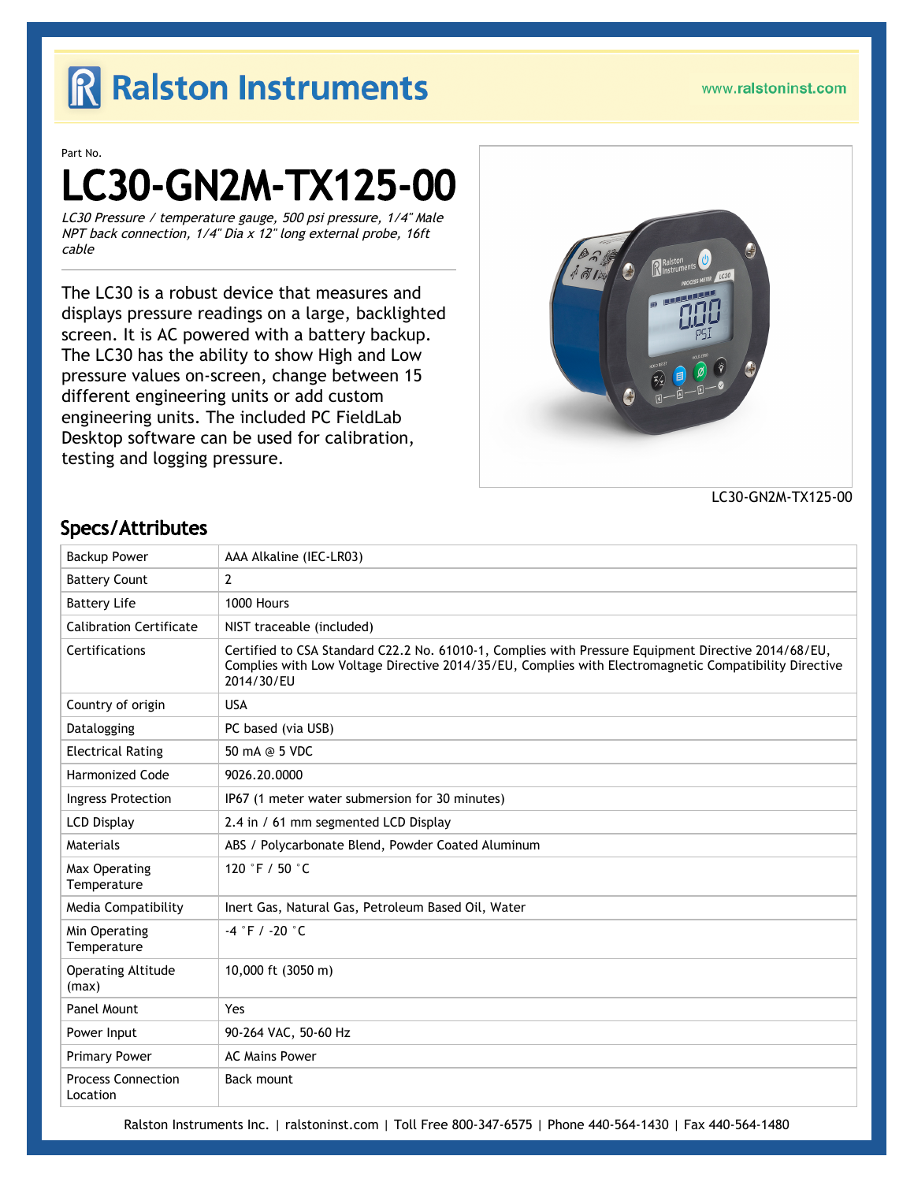# Ralston Instruments

www.ralstoninst.com

Part No.

# LC30-GN2M-TX125-00

*LC30 Pressure / temperature gauge, 500 psi pressure, 1/4" Male NPT back connection, 1/4" Dia x 12" long external probe, 16ft cable*

The LC30 is a robust device that measures and displays pressure readings on a large, backlighted screen. It is AC powered with a battery backup. The LC30 has the ability to show High and Low pressure values on-screen, change between 15 different engineering units or add custom engineering units. The included PC FieldLab Desktop software can be used for calibration, testing and logging pressure.

LC30-GN2M-TX125-00

## Specs/Attributes

| | |
|---|---|
| Backup Power | AAA Alkaline (IEC-LR03) |
| Battery Count | 2 |
| Battery Life | 1000 Hours |
| Calibration Certificate | NIST traceable (included) |
| Certifications | Certified to CSA Standard C22.2 No. 61010-1, Complies with Pressure Equipment Directive 2014/68/EU, Complies with Low Voltage Directive 2014/35/EU, Complies with Electromagnetic Compatibility Directive 2014/30/EU |
| Country of origin | USA |
| Datalogging | PC based (via USB) |
| Electrical Rating | 50 mA @ 5 VDC |
| Harmonized Code | 9026.20.0000 |
| Ingress Protection | IP67 (1 meter water submersion for 30 minutes) |
| LCD Display | 2.4 in / 61 mm segmented LCD Display |
| Materials | ABS / Polycarbonate Blend, Powder Coated Aluminum |
| Max Operating Temperature | 120 °F / 50 °C |
| Media Compatibility | Inert Gas, Natural Gas, Petroleum Based Oil, Water |
| Min Operating Temperature | -4 °F / -20 °C |
| Operating Altitude (max) | 10,000 ft (3050 m) |
| Panel Mount | Yes |
| Power Input | 90-264 VAC, 50-60 Hz |
| Primary Power | AC Mains Power |
| Process Connection Location | Back mount |

Ralston Instruments Inc. | ralstoninst.com | Toll Free 800-347-6575 | Phone 440-564-1430 | Fax 440-564-1480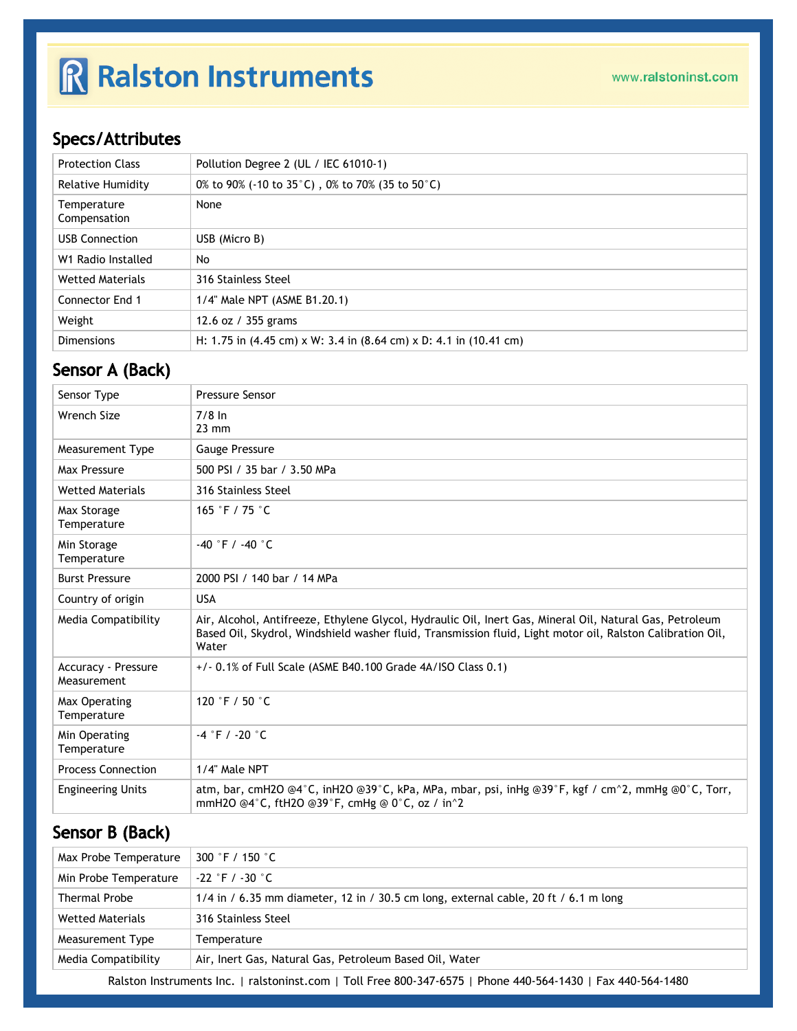## Specs/Attributes

| | |
|---|---|
| Protection Class | Pollution Degree 2 (UL / IEC 61010-1) |
| Relative Humidity | 0% to 90% (-10 to 35˚C) , 0% to 70% (35 to 50˚C) |
| Temperature Compensation | None |
| USB Connection | USB (Micro B) |
| W1 Radio Installed | No |
| Wetted Materials | 316 Stainless Steel |
| Connector End 1 | 1/4" Male NPT (ASME B1.20.1) |
| Weight | 12.6 oz / 355 grams |
| Dimensions | H: 1.75 in (4.45 cm) x W: 3.4 in (8.64 cm) x D: 4.1 in (10.41 cm) |

## Sensor A (Back)

| | |
|---|---|
| Sensor Type | Pressure Sensor |
| Wrench Size | 7/8 In<br>23 mm |
| Measurement Type | Gauge Pressure |
| Max Pressure | 500 PSI / 35 bar / 3.50 MPa |
| Wetted Materials | 316 Stainless Steel |
| Max Storage Temperature | 165 ˚F / 75 ˚C |
| Min Storage Temperature | -40 ˚F / -40 ˚C |
| Burst Pressure | 2000 PSI / 140 bar / 14 MPa |
| Country of origin | USA |
| Media Compatibility | Air, Alcohol, Antifreeze, Ethylene Glycol, Hydraulic Oil, Inert Gas, Mineral Oil, Natural Gas, Petroleum Based Oil, Skydrol, Windshield washer fluid, Transmission fluid, Light motor oil, Ralston Calibration Oil, Water |
| Accuracy - Pressure Measurement | +/- 0.1% of Full Scale (ASME B40.100 Grade 4A/ISO Class 0.1) |
| Max Operating Temperature | 120 ˚F / 50 ˚C |
| Min Operating Temperature | -4 ˚F / -20 ˚C |
| Process Connection | 1/4" Male NPT |
| Engineering Units | atm, bar, cmH2O @4˚C, inH2O @39˚C, kPa, MPa, mbar, psi, inHg @39˚F, kgf / cm^2, mmHg @0˚C, Torr, mmH2O @4˚C, ftH2O @39˚F, cmHg @ 0˚C, oz / in^2 |

## Sensor B (Back)

| | |
|---|---|
| Max Probe Temperature | 300 ˚F / 150 ˚C |
| Min Probe Temperature | -22 ˚F / -30 ˚C |
| Thermal Probe | 1/4 in / 6.35 mm diameter, 12 in / 30.5 cm long, external cable, 20 ft / 6.1 m long |
| Wetted Materials | 316 Stainless Steel |
| Measurement Type | Temperature |
| Media Compatibility | Air, Inert Gas, Natural Gas, Petroleum Based Oil, Water |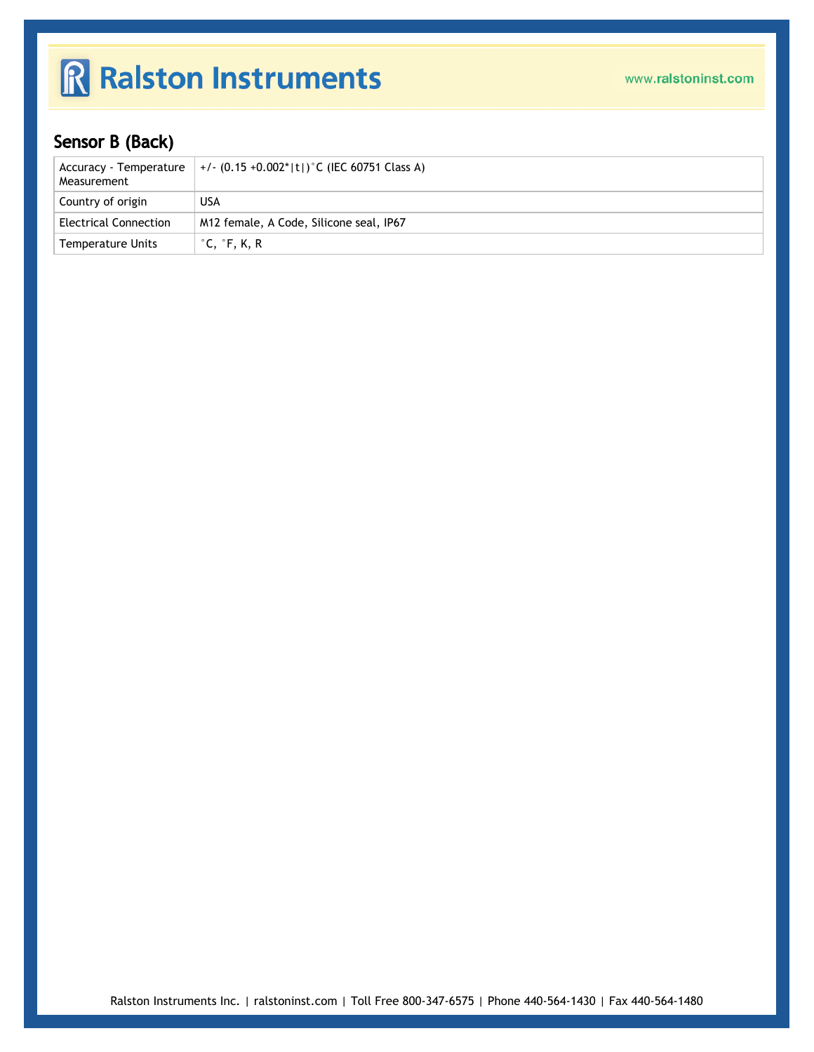## Sensor B (Back)

| | |
|---|---|
| Accuracy - Temperature Measurement | +/- (0.15 +0.002*\|t\|)°C (IEC 60751 Class A) |
| Country of origin | USA |
| Electrical Connection | M12 female, A Code, Silicone seal, IP67 |
| Temperature Units | °C, °F, K, R |